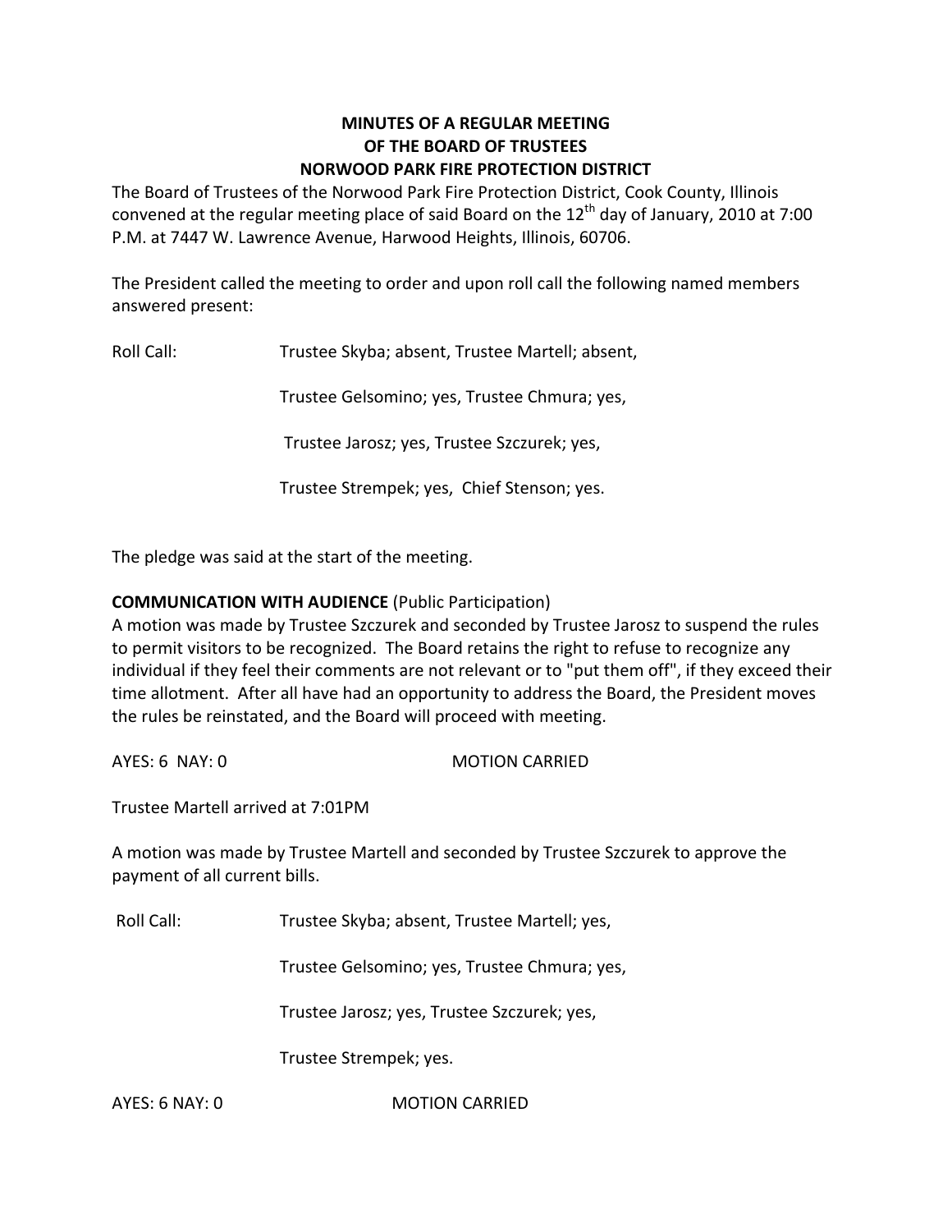# MINUTES OF A REGULAR MEETING
## OF THE BOARD OF TRUSTEES
## NORWOOD PARK FIRE PROTECTION DISTRICT

The Board of Trustees of the Norwood Park Fire Protection District, Cook County, Illinois convened at the regular meeting place of said Board on the 12th day of January, 2010 at 7:00 P.M. at 7447 W. Lawrence Avenue, Harwood Heights, Illinois, 60706.

The President called the meeting to order and upon roll call the following named members answered present:

Roll Call: Trustee Skyba; absent, Trustee Martell; absent,

Trustee Gelsomino; yes, Trustee Chmura; yes,

Trustee Jarosz; yes, Trustee Szczurek; yes,

Trustee Strempek; yes, Chief Stenson; yes.

The pledge was said at the start of the meeting.

**COMMUNICATION WITH AUDIENCE** (Public Participation)

A motion was made by Trustee Szczurek and seconded by Trustee Jarosz to suspend the rules to permit visitors to be recognized. The Board retains the right to refuse to recognize any individual if they feel their comments are not relevant or to "put them off", if they exceed their time allotment. After all have had an opportunity to address the Board, the President moves the rules be reinstated, and the Board will proceed with meeting.

AYES: 6 NAY: 0 MOTION CARRIED

Trustee Martell arrived at 7:01PM

A motion was made by Trustee Martell and seconded by Trustee Szczurek to approve the payment of all current bills.

Roll Call: Trustee Skyba; absent, Trustee Martell; yes,

Trustee Gelsomino; yes, Trustee Chmura; yes,

Trustee Jarosz; yes, Trustee Szczurek; yes,

Trustee Strempek; yes.

AYES: 6 NAY: 0 MOTION CARRIED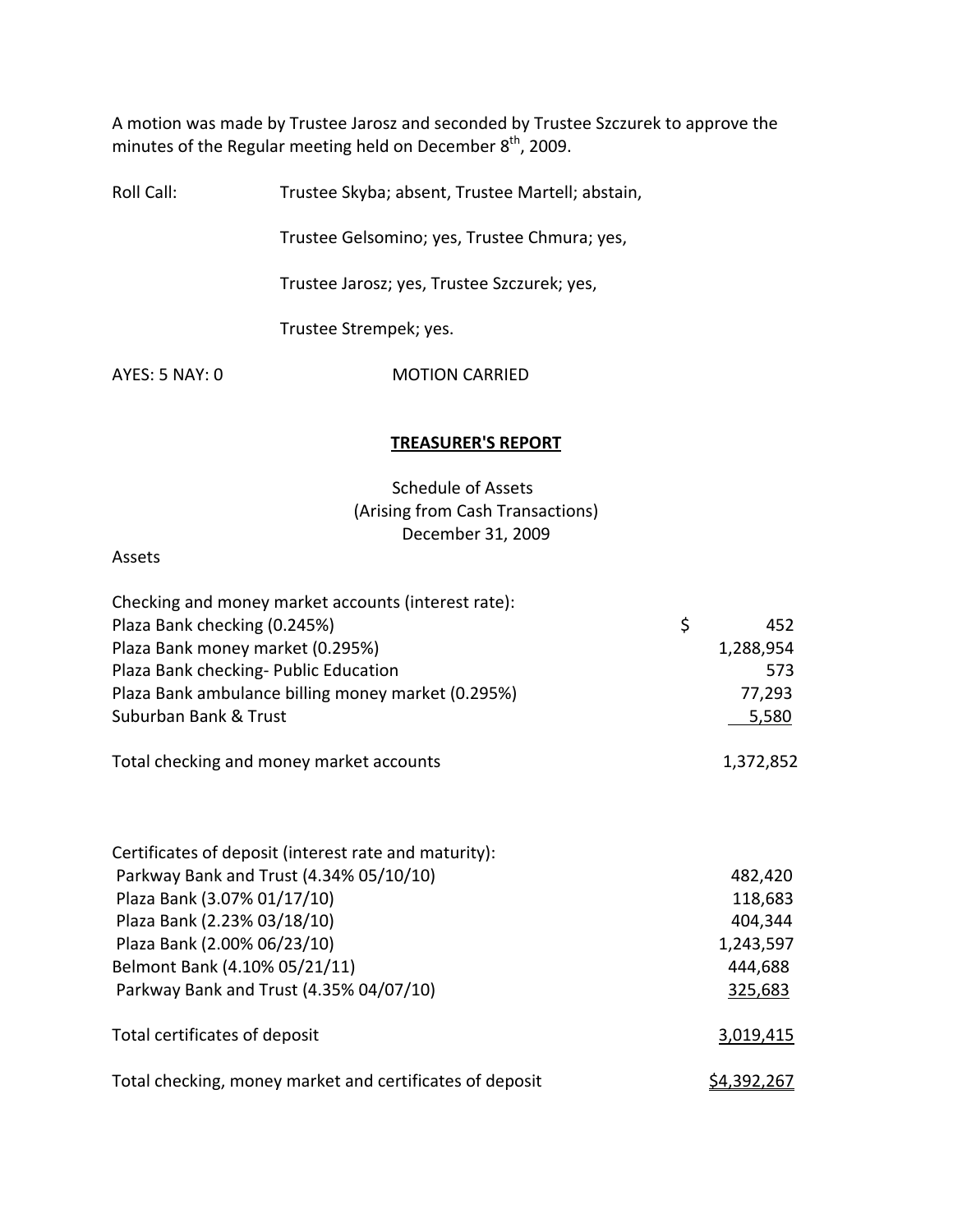A motion was made by Trustee Jarosz and seconded by Trustee Szczurek to approve the minutes of the Regular meeting held on December 8th, 2009.

Roll Call: Trustee Skyba; absent, Trustee Martell; abstain,

Trustee Gelsomino; yes, Trustee Chmura; yes,

Trustee Jarosz; yes, Trustee Szczurek; yes,

Trustee Strempek; yes.

AYES: 5 NAY: 0 MOTION CARRIED

## TREASURER'S REPORT

Schedule of Assets
(Arising from Cash Transactions)
December 31, 2009

Assets

| | |
|---|---|
| Checking and money market accounts (interest rate): | |
| Plaza Bank checking (0.245%) | $ 452 |
| Plaza Bank money market (0.295%) | 1,288,954 |
| Plaza Bank checking- Public Education | 573 |
| Plaza Bank ambulance billing money market (0.295%) | 77,293 |
| Suburban Bank & Trust | 5,580 |
| Total checking and money market accounts | 1,372,852 |
| | |
| Certificates of deposit (interest rate and maturity): | |
| Parkway Bank and Trust (4.34% 05/10/10) | 482,420 |
| Plaza Bank (3.07% 01/17/10) | 118,683 |
| Plaza Bank (2.23% 03/18/10) | 404,344 |
| Plaza Bank (2.00% 06/23/10) | 1,243,597 |
| Belmont Bank (4.10% 05/21/11) | 444,688 |
| Parkway Bank and Trust (4.35% 04/07/10) | 325,683 |
| Total certificates of deposit | 3,019,415 |
| Total checking, money market and certificates of deposit | $4,392,267 |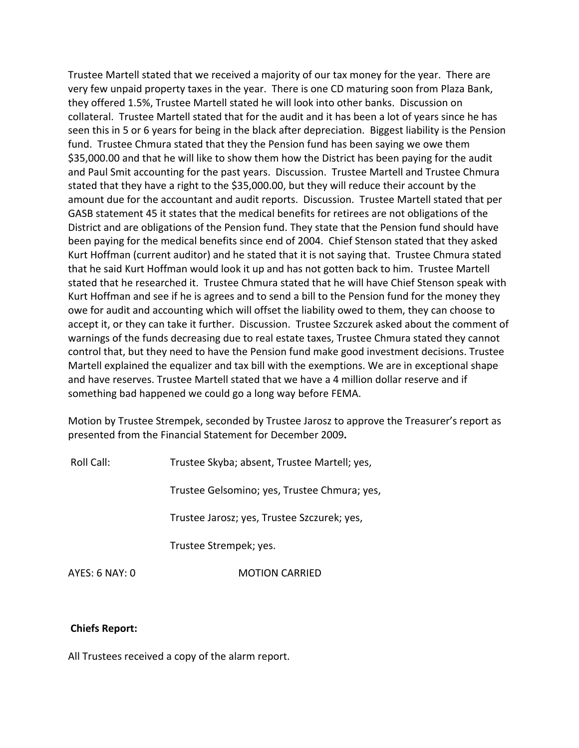Trustee Martell stated that we received a majority of our tax money for the year. There are very few unpaid property taxes in the year. There is one CD maturing soon from Plaza Bank, they offered 1.5%, Trustee Martell stated he will look into other banks. Discussion on collateral. Trustee Martell stated that for the audit and it has been a lot of years since he has seen this in 5 or 6 years for being in the black after depreciation. Biggest liability is the Pension fund. Trustee Chmura stated that they the Pension fund has been saying we owe them $35,000.00 and that he will like to show them how the District has been paying for the audit and Paul Smit accounting for the past years. Discussion. Trustee Martell and Trustee Chmura stated that they have a right to the $35,000.00, but they will reduce their account by the amount due for the accountant and audit reports. Discussion. Trustee Martell stated that per GASB statement 45 it states that the medical benefits for retirees are not obligations of the District and are obligations of the Pension fund. They state that the Pension fund should have been paying for the medical benefits since end of 2004. Chief Stenson stated that they asked Kurt Hoffman (current auditor) and he stated that it is not saying that. Trustee Chmura stated that he said Kurt Hoffman would look it up and has not gotten back to him. Trustee Martell stated that he researched it. Trustee Chmura stated that he will have Chief Stenson speak with Kurt Hoffman and see if he is agrees and to send a bill to the Pension fund for the money they owe for audit and accounting which will offset the liability owed to them, they can choose to accept it, or they can take it further. Discussion. Trustee Szczurek asked about the comment of warnings of the funds decreasing due to real estate taxes, Trustee Chmura stated they cannot control that, but they need to have the Pension fund make good investment decisions. Trustee Martell explained the equalizer and tax bill with the exemptions. We are in exceptional shape and have reserves. Trustee Martell stated that we have a 4 million dollar reserve and if something bad happened we could go a long way before FEMA.

Motion by Trustee Strempek, seconded by Trustee Jarosz to approve the Treasurer's report as presented from the Financial Statement for December 2009**.**

Roll Call: Trustee Skyba; absent, Trustee Martell; yes,

Trustee Gelsomino; yes, Trustee Chmura; yes,

Trustee Jarosz; yes, Trustee Szczurek; yes,

Trustee Strempek; yes.

AYES: 6 NAY: 0 MOTION CARRIED

**Chiefs Report:**

All Trustees received a copy of the alarm report.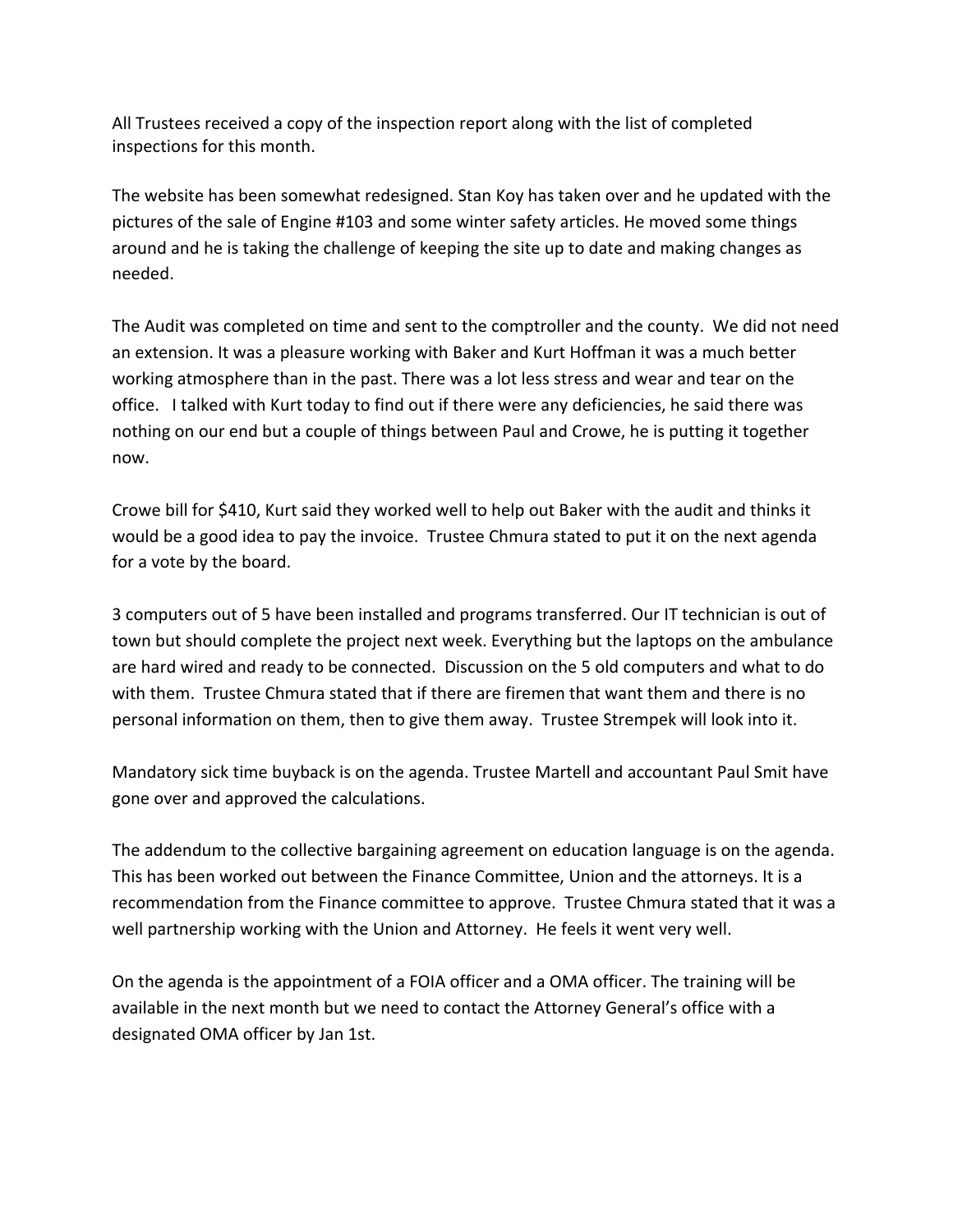All Trustees received a copy of the inspection report along with the list of completed inspections for this month.

The website has been somewhat redesigned. Stan Koy has taken over and he updated with the pictures of the sale of Engine #103 and some winter safety articles. He moved some things around and he is taking the challenge of keeping the site up to date and making changes as needed.

The Audit was completed on time and sent to the comptroller and the county. We did not need an extension. It was a pleasure working with Baker and Kurt Hoffman it was a much better working atmosphere than in the past. There was a lot less stress and wear and tear on the office. I talked with Kurt today to find out if there were any deficiencies, he said there was nothing on our end but a couple of things between Paul and Crowe, he is putting it together now.

Crowe bill for $410, Kurt said they worked well to help out Baker with the audit and thinks it would be a good idea to pay the invoice. Trustee Chmura stated to put it on the next agenda for a vote by the board.

3 computers out of 5 have been installed and programs transferred. Our IT technician is out of town but should complete the project next week. Everything but the laptops on the ambulance are hard wired and ready to be connected. Discussion on the 5 old computers and what to do with them. Trustee Chmura stated that if there are firemen that want them and there is no personal information on them, then to give them away. Trustee Strempek will look into it.

Mandatory sick time buyback is on the agenda. Trustee Martell and accountant Paul Smit have gone over and approved the calculations.

The addendum to the collective bargaining agreement on education language is on the agenda. This has been worked out between the Finance Committee, Union and the attorneys. It is a recommendation from the Finance committee to approve. Trustee Chmura stated that it was a well partnership working with the Union and Attorney. He feels it went very well.

On the agenda is the appointment of a FOIA officer and a OMA officer. The training will be available in the next month but we need to contact the Attorney General's office with a designated OMA officer by Jan 1st.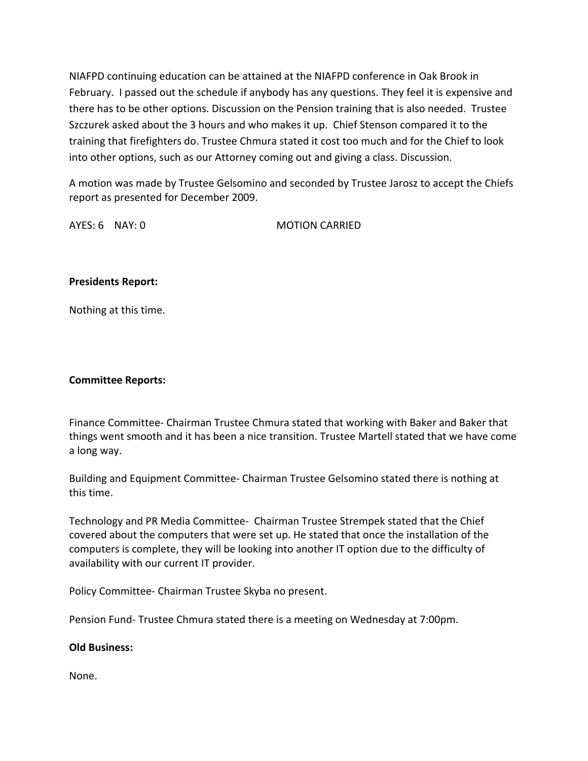NIAFPD continuing education can be attained at the NIAFPD conference in Oak Brook in February. I passed out the schedule if anybody has any questions. They feel it is expensive and there has to be other options. Discussion on the Pension training that is also needed. Trustee Szczurek asked about the 3 hours and who makes it up. Chief Stenson compared it to the training that firefighters do. Trustee Chmura stated it cost too much and for the Chief to look into other options, such as our Attorney coming out and giving a class. Discussion.

A motion was made by Trustee Gelsomino and seconded by Trustee Jarosz to accept the Chiefs report as presented for December 2009.

AYES: 6 NAY: 0 MOTION CARRIED

**Presidents Report:**

Nothing at this time.

**Committee Reports:**

Finance Committee- Chairman Trustee Chmura stated that working with Baker and Baker that things went smooth and it has been a nice transition. Trustee Martell stated that we have come a long way.

Building and Equipment Committee- Chairman Trustee Gelsomino stated there is nothing at this time.

Technology and PR Media Committee- Chairman Trustee Strempek stated that the Chief covered about the computers that were set up. He stated that once the installation of the computers is complete, they will be looking into another IT option due to the difficulty of availability with our current IT provider.

Policy Committee- Chairman Trustee Skyba no present.

Pension Fund- Trustee Chmura stated there is a meeting on Wednesday at 7:00pm.

**Old Business:**

None.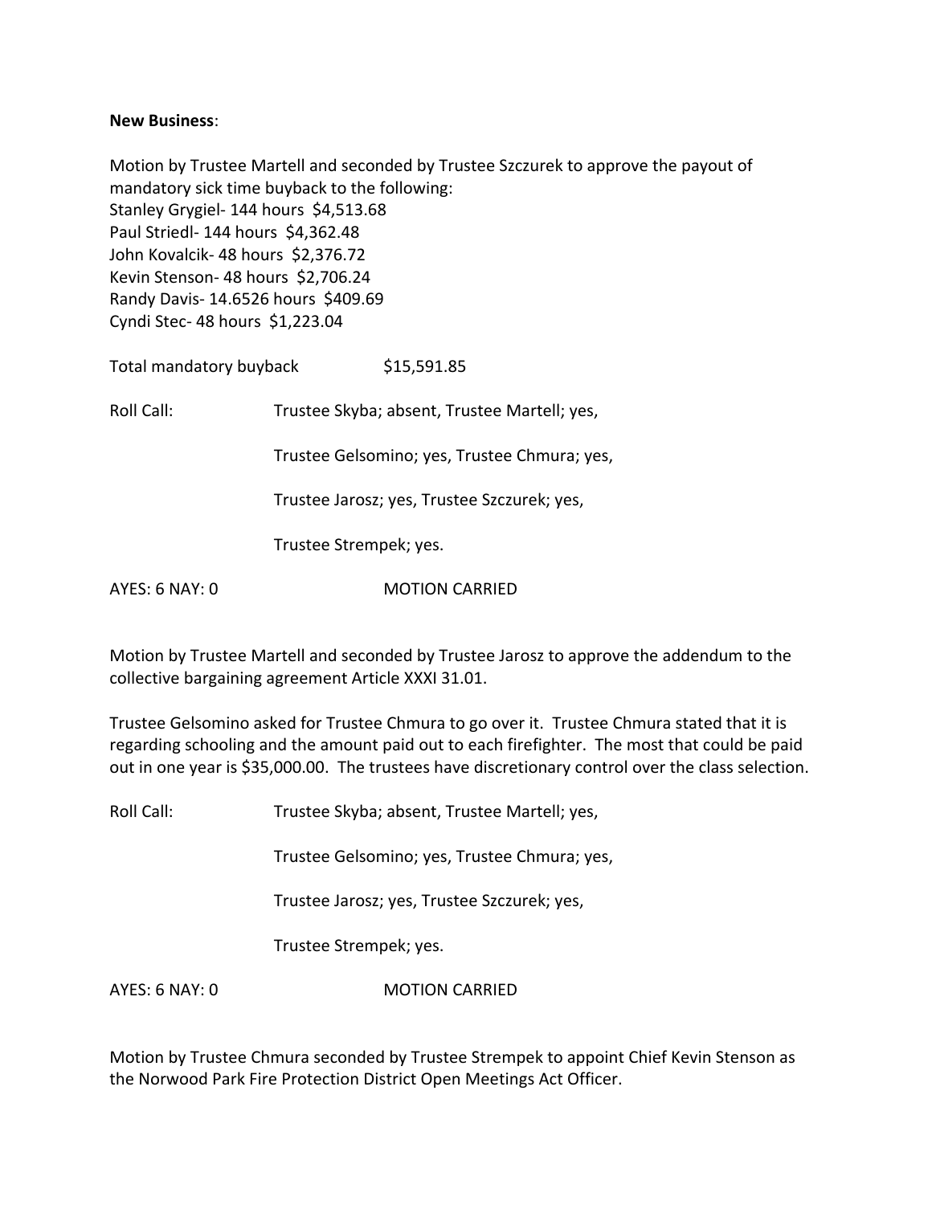**New Business**:

Motion by Trustee Martell and seconded by Trustee Szczurek to approve the payout of mandatory sick time buyback to the following:
Stanley Grygiel- 144 hours $4,513.68
Paul Striedl- 144 hours $4,362.48
John Kovalcik- 48 hours $2,376.72
Kevin Stenson- 48 hours $2,706.24
Randy Davis- 14.6526 hours $409.69
Cyndi Stec- 48 hours $1,223.04

Total mandatory buyback $15,591.85

Roll Call: Trustee Skyba; absent, Trustee Martell; yes,

Trustee Gelsomino; yes, Trustee Chmura; yes,

Trustee Jarosz; yes, Trustee Szczurek; yes,

Trustee Strempek; yes.

AYES: 6 NAY: 0 MOTION CARRIED

Motion by Trustee Martell and seconded by Trustee Jarosz to approve the addendum to the collective bargaining agreement Article XXXI 31.01.

Trustee Gelsomino asked for Trustee Chmura to go over it. Trustee Chmura stated that it is regarding schooling and the amount paid out to each firefighter. The most that could be paid out in one year is $35,000.00. The trustees have discretionary control over the class selection.

Roll Call: Trustee Skyba; absent, Trustee Martell; yes,

Trustee Gelsomino; yes, Trustee Chmura; yes,

Trustee Jarosz; yes, Trustee Szczurek; yes,

Trustee Strempek; yes.

AYES: 6 NAY: 0 MOTION CARRIED

Motion by Trustee Chmura seconded by Trustee Strempek to appoint Chief Kevin Stenson as the Norwood Park Fire Protection District Open Meetings Act Officer.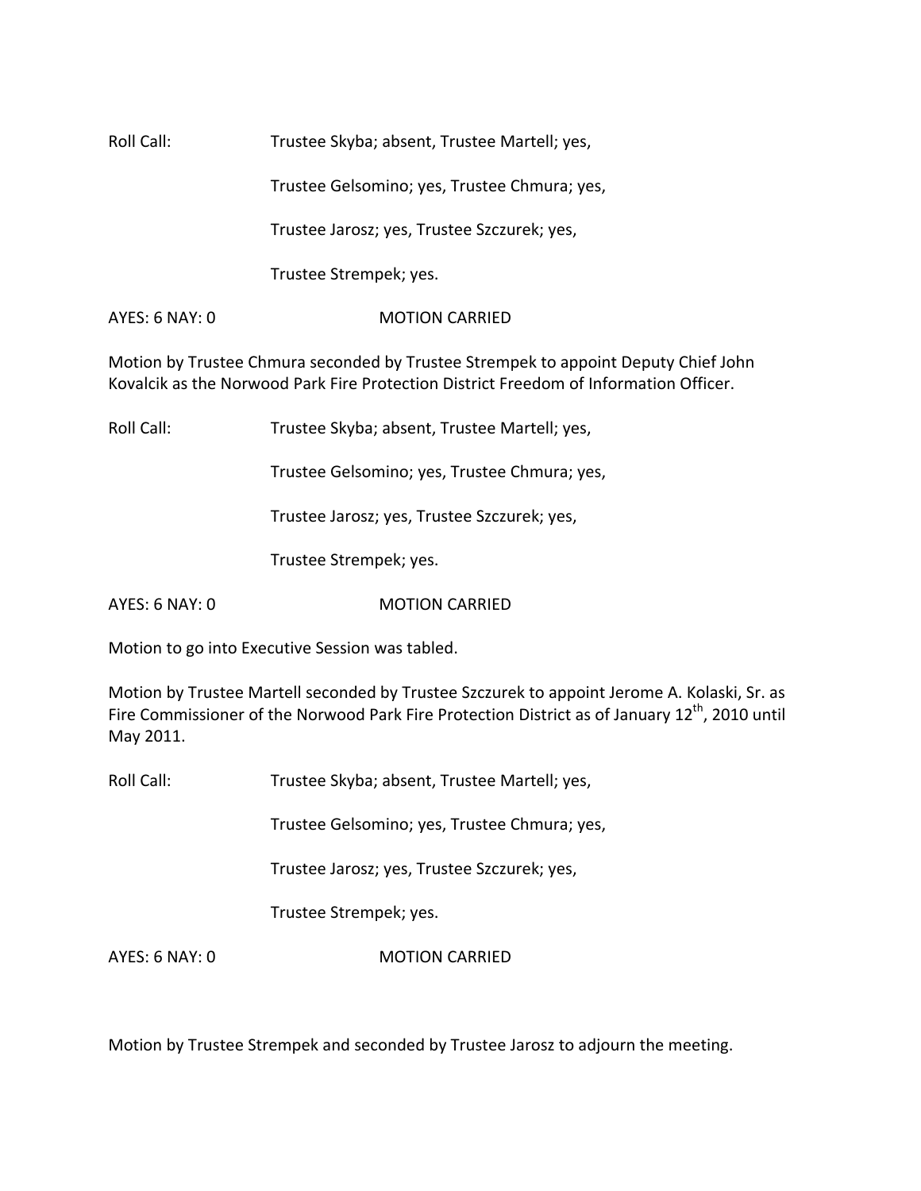Roll Call: Trustee Skyba; absent, Trustee Martell; yes,

Trustee Gelsomino; yes, Trustee Chmura; yes,

Trustee Jarosz; yes, Trustee Szczurek; yes,

Trustee Strempek; yes.

AYES: 6 NAY: 0 MOTION CARRIED

Motion by Trustee Chmura seconded by Trustee Strempek to appoint Deputy Chief John Kovalcik as the Norwood Park Fire Protection District Freedom of Information Officer.

Roll Call: Trustee Skyba; absent, Trustee Martell; yes,

Trustee Gelsomino; yes, Trustee Chmura; yes,

Trustee Jarosz; yes, Trustee Szczurek; yes,

Trustee Strempek; yes.

AYES: 6 NAY: 0 MOTION CARRIED

Motion to go into Executive Session was tabled.

Motion by Trustee Martell seconded by Trustee Szczurek to appoint Jerome A. Kolaski, Sr. as Fire Commissioner of the Norwood Park Fire Protection District as of January 12th, 2010 until May 2011.

Roll Call: Trustee Skyba; absent, Trustee Martell; yes,

Trustee Gelsomino; yes, Trustee Chmura; yes,

Trustee Jarosz; yes, Trustee Szczurek; yes,

Trustee Strempek; yes.

AYES: 6 NAY: 0 MOTION CARRIED

Motion by Trustee Strempek and seconded by Trustee Jarosz to adjourn the meeting.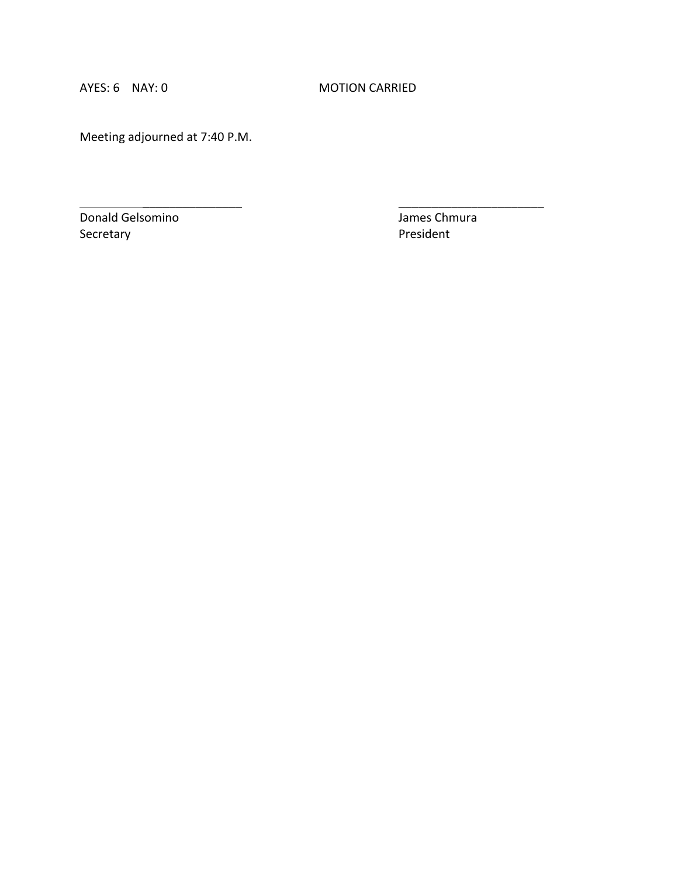AYES: 6 NAY: 0 MOTION CARRIED

Meeting adjourned at 7:40 P.M.

_________________________ _______________________

Donald Gelsomino
Secretary

James Chmura
President